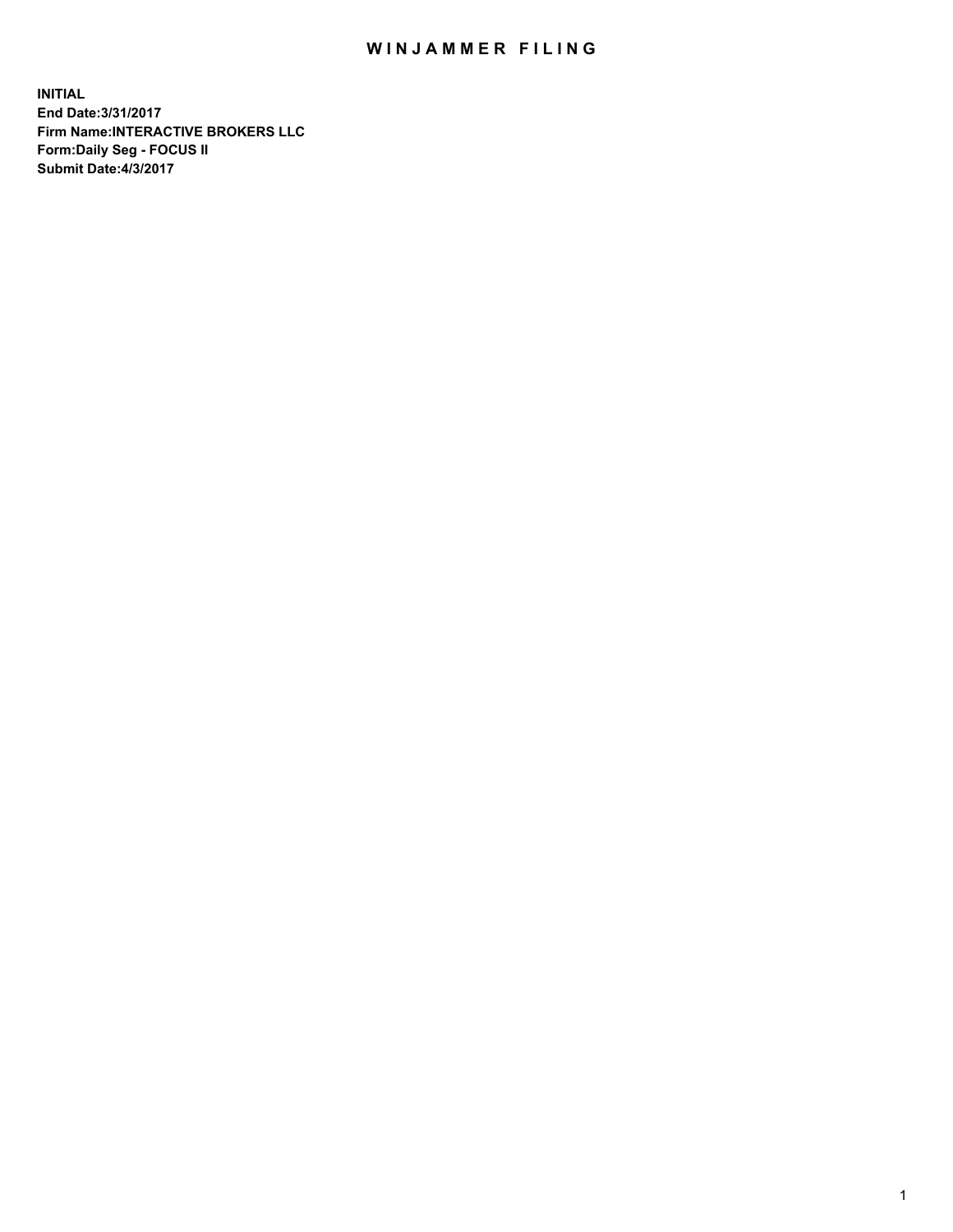# WINJAMMER FILING

**INITIAL**
**End Date:3/31/2017**
**Firm Name:INTERACTIVE BROKERS LLC**
**Form:Daily Seg - FOCUS II**
**Submit Date:4/3/2017**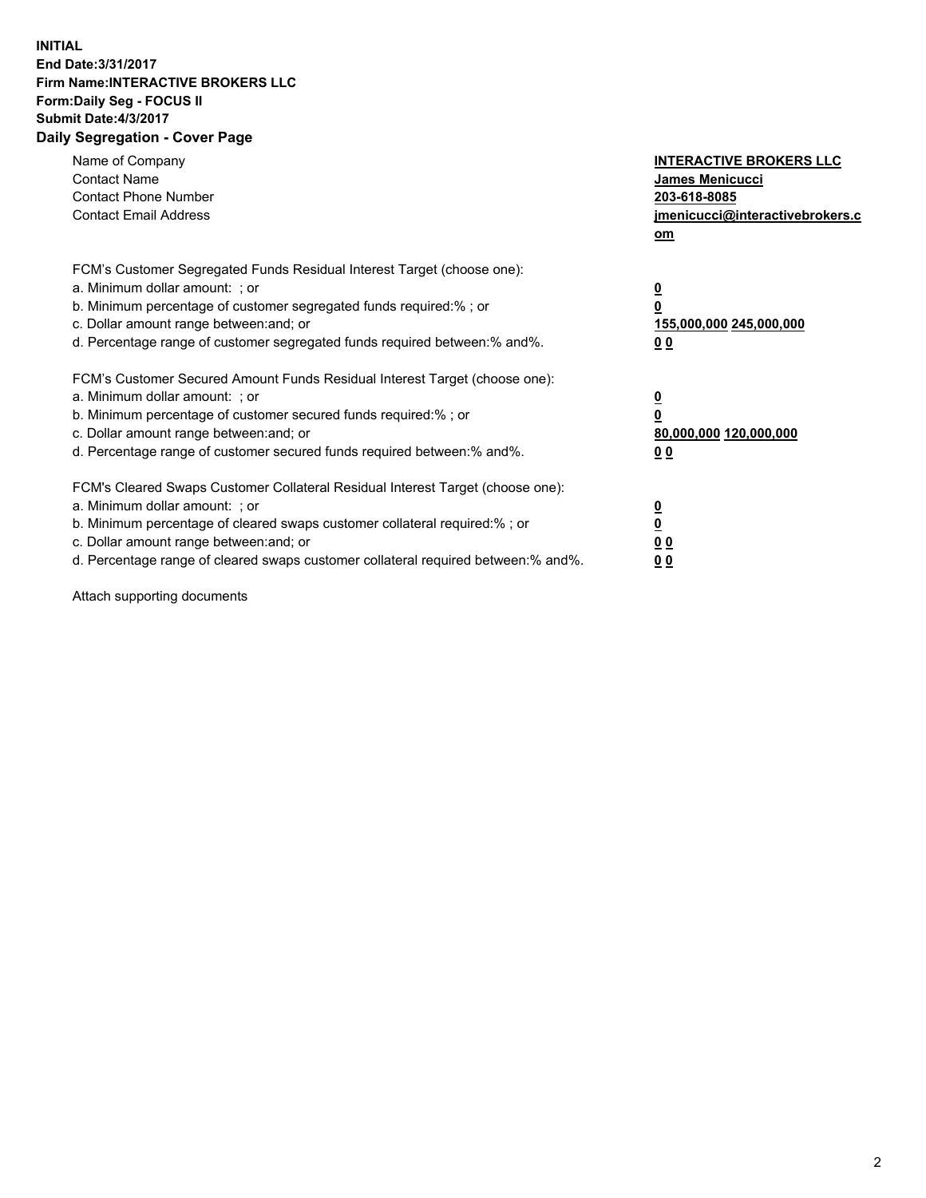**INITIAL**
**End Date:3/31/2017**
**Firm Name:INTERACTIVE BROKERS LLC**
**Form:Daily Seg - FOCUS II**
**Submit Date:4/3/2017**

**Daily Segregation - Cover Page**

| | |
|---|---|
| Name of Company | **INTERACTIVE BROKERS LLC** |
| Contact Name | **James Menicucci** |
| Contact Phone Number | **203-618-8085** |
| Contact Email Address | **jmenicucci@interactivebrokers.com** |

| | |
|---|---|
| FCM's Customer Segregated Funds Residual Interest Target (choose one): | |
| a. Minimum dollar amount: ; or | **0** |
| b. Minimum percentage of customer segregated funds required:% ; or | **0** |
| c. Dollar amount range between:and; or | **155,000,000 245,000,000** |
| d. Percentage range of customer segregated funds required between:% and%. | **0 0** |
| FCM's Customer Secured Amount Funds Residual Interest Target (choose one): | |
| a. Minimum dollar amount: ; or | **0** |
| b. Minimum percentage of customer secured funds required:% ; or | **0** |
| c. Dollar amount range between:and; or | **80,000,000 120,000,000** |
| d. Percentage range of customer secured funds required between:% and%. | **0 0** |
| FCM's Cleared Swaps Customer Collateral Residual Interest Target (choose one): | |
| a. Minimum dollar amount: ; or | **0** |
| b. Minimum percentage of cleared swaps customer collateral required:% ; or | **0** |
| c. Dollar amount range between:and; or | **0 0** |
| d. Percentage range of cleared swaps customer collateral required between:% and%. | **0 0** |

Attach supporting documents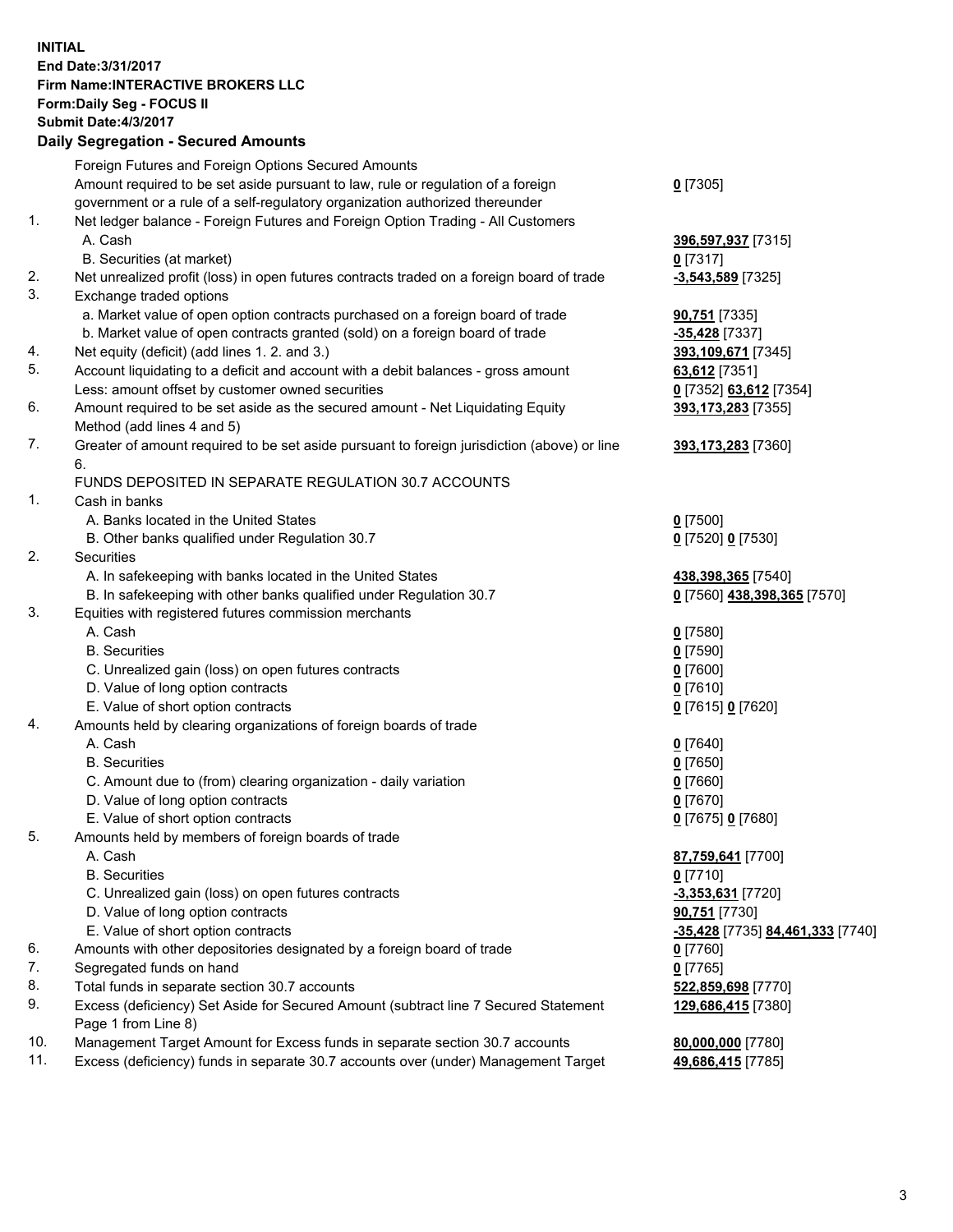**INITIAL**
**End Date:3/31/2017**
**Firm Name:INTERACTIVE BROKERS LLC**
**Form:Daily Seg - FOCUS II**
**Submit Date:4/3/2017**

## Daily Segregation - Secured Amounts

| | | |
|---|---|---|
| | Foreign Futures and Foreign Options Secured Amounts | |
| | Amount required to be set aside pursuant to law, rule or regulation of a foreign government or a rule of a self-regulatory organization authorized thereunder | **0** [7305] |
| 1. | Net ledger balance - Foreign Futures and Foreign Option Trading - All Customers | |
| | A. Cash | **396,597,937** [7315] |
| | B. Securities (at market) | **0** [7317] |
| 2. | Net unrealized profit (loss) in open futures contracts traded on a foreign board of trade | **-3,543,589** [7325] |
| 3. | Exchange traded options | |
| | a. Market value of open option contracts purchased on a foreign board of trade | **90,751** [7335] |
| | b. Market value of open contracts granted (sold) on a foreign board of trade | **-35,428** [7337] |
| 4. | Net equity (deficit) (add lines 1. 2. and 3.) | **393,109,671** [7345] |
| 5. | Account liquidating to a deficit and account with a debit balances - gross amount | **63,612** [7351] |
| | Less: amount offset by customer owned securities | **0** [7352] **63,612** [7354] |
| 6. | Amount required to be set aside as the secured amount - Net Liquidating Equity Method (add lines 4 and 5) | **393,173,283** [7355] |
| 7. | Greater of amount required to be set aside pursuant to foreign jurisdiction (above) or line 6. | **393,173,283** [7360] |
| | FUNDS DEPOSITED IN SEPARATE REGULATION 30.7 ACCOUNTS | |
| 1. | Cash in banks | |
| | A. Banks located in the United States | **0** [7500] |
| | B. Other banks qualified under Regulation 30.7 | **0** [7520] **0** [7530] |
| 2. | Securities | |
| | A. In safekeeping with banks located in the United States | **438,398,365** [7540] |
| | B. In safekeeping with other banks qualified under Regulation 30.7 | **0** [7560] **438,398,365** [7570] |
| 3. | Equities with registered futures commission merchants | |
| | A. Cash | **0** [7580] |
| | B. Securities | **0** [7590] |
| | C. Unrealized gain (loss) on open futures contracts | **0** [7600] |
| | D. Value of long option contracts | **0** [7610] |
| | E. Value of short option contracts | **0** [7615] **0** [7620] |
| 4. | Amounts held by clearing organizations of foreign boards of trade | |
| | A. Cash | **0** [7640] |
| | B. Securities | **0** [7650] |
| | C. Amount due to (from) clearing organization - daily variation | **0** [7660] |
| | D. Value of long option contracts | **0** [7670] |
| | E. Value of short option contracts | **0** [7675] **0** [7680] |
| 5. | Amounts held by members of foreign boards of trade | |
| | A. Cash | **87,759,641** [7700] |
| | B. Securities | **0** [7710] |
| | C. Unrealized gain (loss) on open futures contracts | **-3,353,631** [7720] |
| | D. Value of long option contracts | **90,751** [7730] |
| | E. Value of short option contracts | **-35,428** [7735] **84,461,333** [7740] |
| 6. | Amounts with other depositories designated by a foreign board of trade | **0** [7760] |
| 7. | Segregated funds on hand | **0** [7765] |
| 8. | Total funds in separate section 30.7 accounts | **522,859,698** [7770] |
| 9. | Excess (deficiency) Set Aside for Secured Amount (subtract line 7 Secured Statement Page 1 from Line 8) | **129,686,415** [7380] |
| 10. | Management Target Amount for Excess funds in separate section 30.7 accounts | **80,000,000** [7780] |
| 11. | Excess (deficiency) funds in separate 30.7 accounts over (under) Management Target | **49,686,415** [7785] |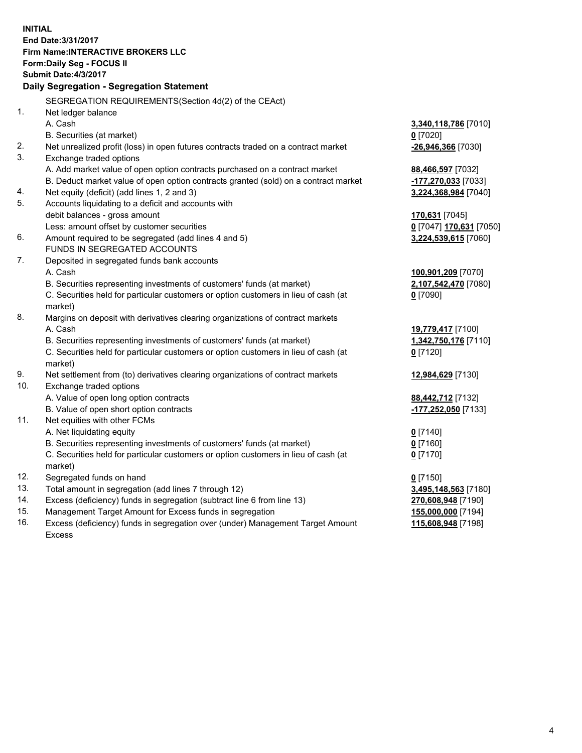**INITIAL**
**End Date:3/31/2017**
**Firm Name:INTERACTIVE BROKERS LLC**
**Form:Daily Seg - FOCUS II**
**Submit Date:4/3/2017**

## Daily Segregation - Segregation Statement

SEGREGATION REQUIREMENTS(Section 4d(2) of the CEAct)

| | | |
|---|---|---|
| 1. | Net ledger balance | |
| | A. Cash | **3,340,118,786** [7010] |
| | B. Securities (at market) | **0** [7020] |
| 2. | Net unrealized profit (loss) in open futures contracts traded on a contract market | **-26,946,366** [7030] |
| 3. | Exchange traded options | |
| | A. Add market value of open option contracts purchased on a contract market | **88,466,597** [7032] |
| | B. Deduct market value of open option contracts granted (sold) on a contract market | **-177,270,033** [7033] |
| 4. | Net equity (deficit) (add lines 1, 2 and 3) | **3,224,368,984** [7040] |
| 5. | Accounts liquidating to a deficit and accounts with | |
| | debit balances - gross amount | **170,631** [7045] |
| | Less: amount offset by customer securities | **0** [7047] **170,631** [7050] |
| 6. | Amount required to be segregated (add lines 4 and 5) | **3,224,539,615** [7060] |
| | FUNDS IN SEGREGATED ACCOUNTS | |
| 7. | Deposited in segregated funds bank accounts | |
| | A. Cash | **100,901,209** [7070] |
| | B. Securities representing investments of customers' funds (at market) | **2,107,542,470** [7080] |
| | C. Securities held for particular customers or option customers in lieu of cash (at market) | **0** [7090] |
| 8. | Margins on deposit with derivatives clearing organizations of contract markets | |
| | A. Cash | **19,779,417** [7100] |
| | B. Securities representing investments of customers' funds (at market) | **1,342,750,176** [7110] |
| | C. Securities held for particular customers or option customers in lieu of cash (at market) | **0** [7120] |
| 9. | Net settlement from (to) derivatives clearing organizations of contract markets | **12,984,629** [7130] |
| 10. | Exchange traded options | |
| | A. Value of open long option contracts | **88,442,712** [7132] |
| | B. Value of open short option contracts | **-177,252,050** [7133] |
| 11. | Net equities with other FCMs | |
| | A. Net liquidating equity | **0** [7140] |
| | B. Securities representing investments of customers' funds (at market) | **0** [7160] |
| | C. Securities held for particular customers or option customers in lieu of cash (at market) | **0** [7170] |
| 12. | Segregated funds on hand | **0** [7150] |
| 13. | Total amount in segregation (add lines 7 through 12) | **3,495,148,563** [7180] |
| 14. | Excess (deficiency) funds in segregation (subtract line 6 from line 13) | **270,608,948** [7190] |
| 15. | Management Target Amount for Excess funds in segregation | **155,000,000** [7194] |
| 16. | Excess (deficiency) funds in segregation over (under) Management Target Amount Excess | **115,608,948** [7198] |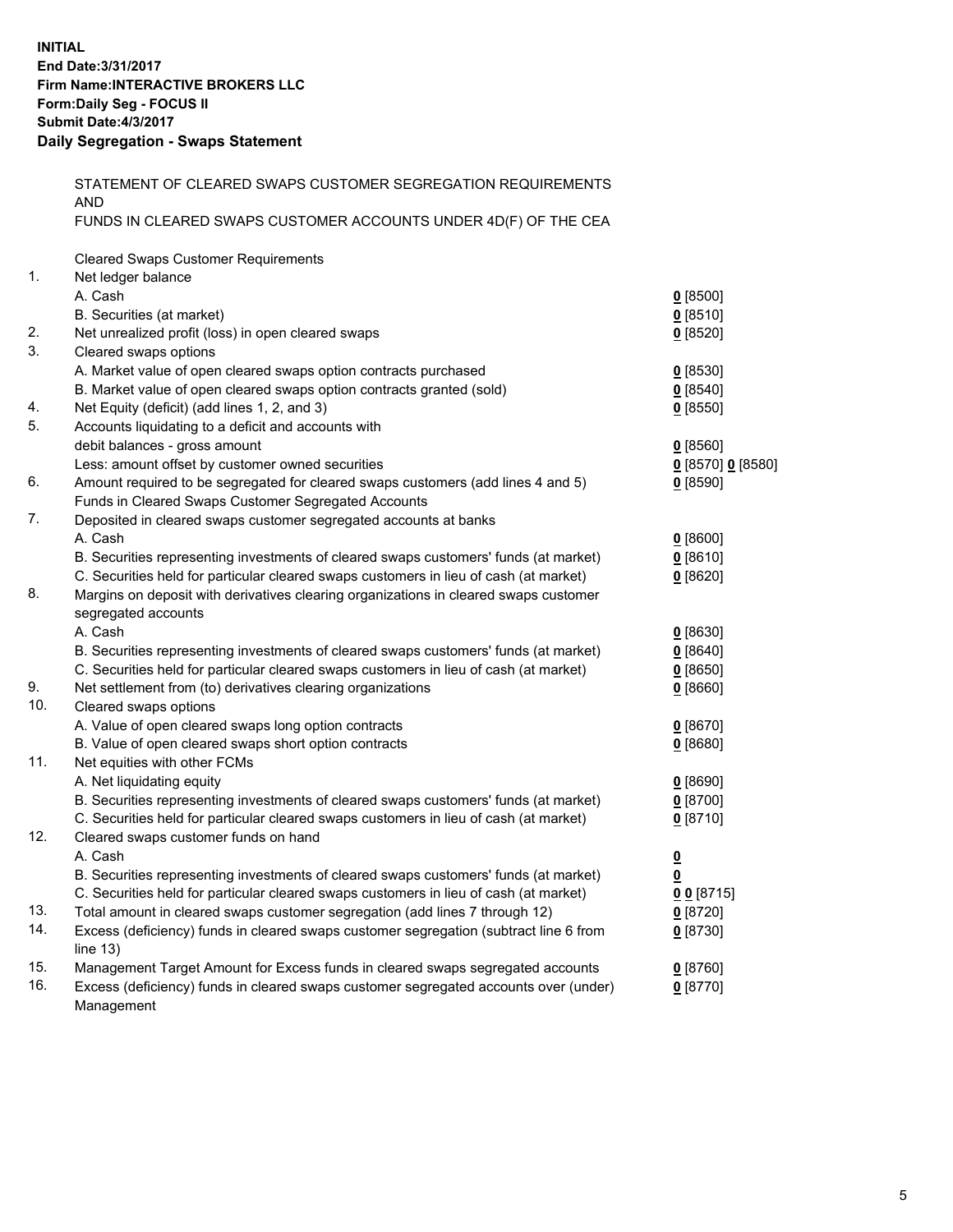**INITIAL**
**End Date:3/31/2017**
**Firm Name:INTERACTIVE BROKERS LLC**
**Form:Daily Seg - FOCUS II**
**Submit Date:4/3/2017**
**Daily Segregation - Swaps Statement**

STATEMENT OF CLEARED SWAPS CUSTOMER SEGREGATION REQUIREMENTS AND FUNDS IN CLEARED SWAPS CUSTOMER ACCOUNTS UNDER 4D(F) OF THE CEA

| | | |
|---|---|---|
| | Cleared Swaps Customer Requirements | |
| 1. | Net ledger balance | |
| | A. Cash | 0 [8500] |
| | B. Securities (at market) | 0 [8510] |
| 2. | Net unrealized profit (loss) in open cleared swaps | 0 [8520] |
| 3. | Cleared swaps options | |
| | A. Market value of open cleared swaps option contracts purchased | 0 [8530] |
| | B. Market value of open cleared swaps option contracts granted (sold) | 0 [8540] |
| 4. | Net Equity (deficit) (add lines 1, 2, and 3) | 0 [8550] |
| 5. | Accounts liquidating to a deficit and accounts with debit balances - gross amount | 0 [8560] |
| | Less: amount offset by customer owned securities | 0 [8570] 0 [8580] |
| 6. | Amount required to be segregated for cleared swaps customers (add lines 4 and 5) | 0 [8590] |
| | Funds in Cleared Swaps Customer Segregated Accounts | |
| 7. | Deposited in cleared swaps customer segregated accounts at banks | |
| | A. Cash | 0 [8600] |
| | B. Securities representing investments of cleared swaps customers' funds (at market) | 0 [8610] |
| | C. Securities held for particular cleared swaps customers in lieu of cash (at market) | 0 [8620] |
| 8. | Margins on deposit with derivatives clearing organizations in cleared swaps customer segregated accounts | |
| | A. Cash | 0 [8630] |
| | B. Securities representing investments of cleared swaps customers' funds (at market) | 0 [8640] |
| | C. Securities held for particular cleared swaps customers in lieu of cash (at market) | 0 [8650] |
| 9. | Net settlement from (to) derivatives clearing organizations | 0 [8660] |
| 10. | Cleared swaps options | |
| | A. Value of open cleared swaps long option contracts | 0 [8670] |
| | B. Value of open cleared swaps short option contracts | 0 [8680] |
| 11. | Net equities with other FCMs | |
| | A. Net liquidating equity | 0 [8690] |
| | B. Securities representing investments of cleared swaps customers' funds (at market) | 0 [8700] |
| | C. Securities held for particular cleared swaps customers in lieu of cash (at market) | 0 [8710] |
| 12. | Cleared swaps customer funds on hand | |
| | A. Cash | 0 |
| | B. Securities representing investments of cleared swaps customers' funds (at market) | 0 |
| | C. Securities held for particular cleared swaps customers in lieu of cash (at market) | 0 0 [8715] |
| 13. | Total amount in cleared swaps customer segregation (add lines 7 through 12) | 0 [8720] |
| 14. | Excess (deficiency) funds in cleared swaps customer segregation (subtract line 6 from line 13) | 0 [8730] |
| 15. | Management Target Amount for Excess funds in cleared swaps segregated accounts | 0 [8760] |
| 16. | Excess (deficiency) funds in cleared swaps customer segregated accounts over (under) Management | 0 [8770] |